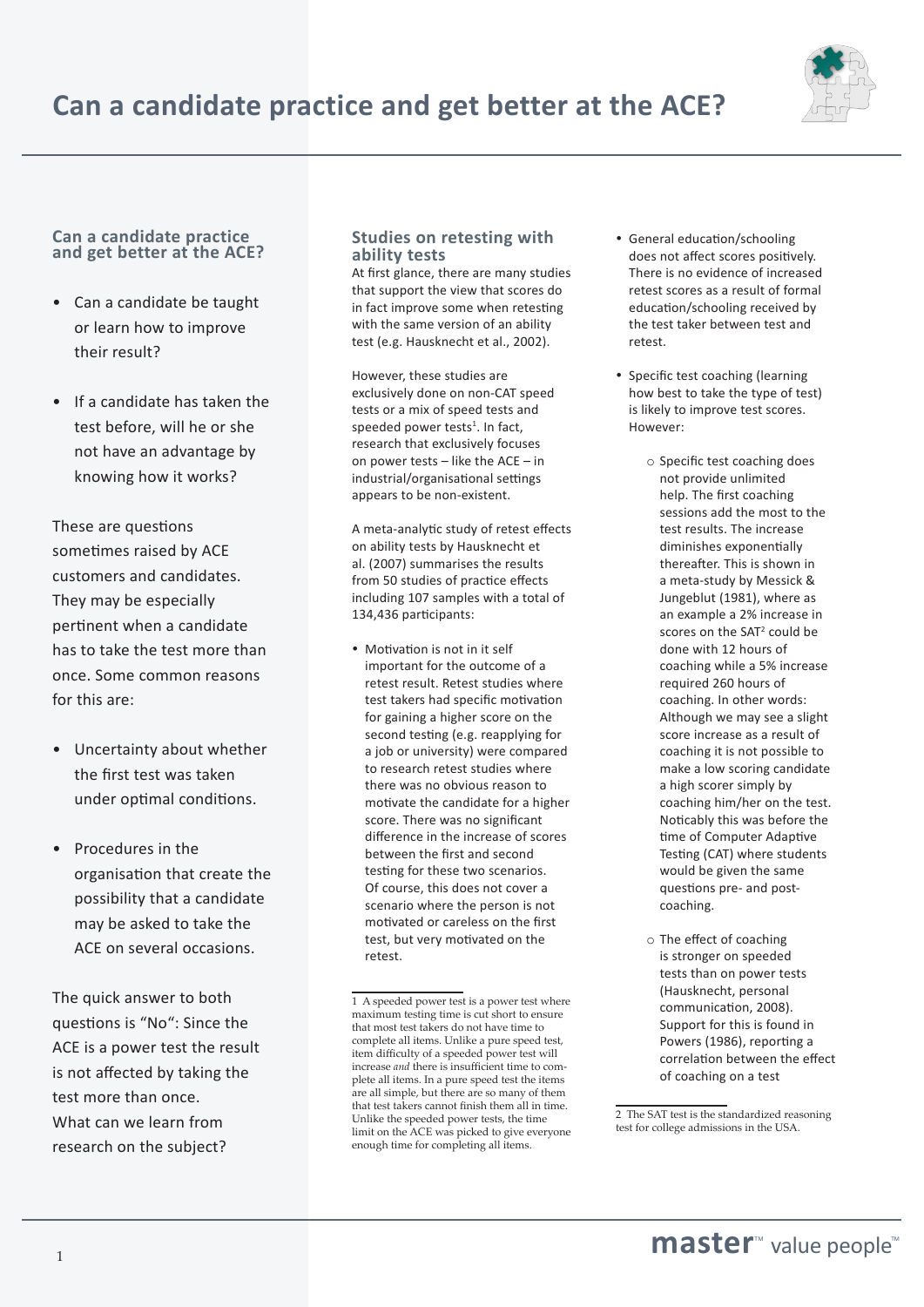# Can a candidate practice and get better at the ACE?

## Can a candidate practice and get better at the ACE?

- Can a candidate be taught or learn how to improve their result?
- If a candidate has taken the test before, will he or she not have an advantage by knowing how it works?

These are questions sometimes raised by ACE customers and candidates. They may be especially pertinent when a candidate has to take the test more than once. Some common reasons for this are:

- Uncertainty about whether the first test was taken under optimal conditions.
- Procedures in the organisation that create the possibility that a candidate may be asked to take the ACE on several occasions.

The quick answer to both questions is "No": Since the ACE is a power test the result is not affected by taking the test more than once. What can we learn from research on the subject?

## Studies on retesting with ability tests

At first glance, there are many studies that support the view that scores do in fact improve some when retesting with the same version of an ability test (e.g. Hausknecht et al., 2002).

However, these studies are exclusively done on non-CAT speed tests or a mix of speed tests and speeded power tests[1]. In fact, research that exclusively focuses on power tests – like the ACE – in industrial/organisational settings appears to be non-existent.

A meta-analytic study of retest effects on ability tests by Hausknecht et al. (2007) summarises the results from 50 studies of practice effects including 107 samples with a total of 134,436 participants:

- Motivation is not in it self important for the outcome of a retest result. Retest studies where test takers had specific motivation for gaining a higher score on the second testing (e.g. reapplying for a job or university) were compared to research retest studies where there was no obvious reason to motivate the candidate for a higher score. There was no significant difference in the increase of scores between the first and second testing for these two scenarios. Of course, this does not cover a scenario where the person is not motivated or careless on the first test, but very motivated on the retest.
- General education/schooling does not affect scores positively. There is no evidence of increased retest scores as a result of formal education/schooling received by the test taker between test and retest.
- Specific test coaching (learning how best to take the type of test) is likely to improve test scores. However:
  - Specific test coaching does not provide unlimited help. The first coaching sessions add the most to the test results. The increase diminishes exponentially thereafter. This is shown in a meta-study by Messick & Jungeblut (1981), where as an example a 2% increase in scores on the SAT[2] could be done with 12 hours of coaching while a 5% increase required 260 hours of coaching. In other words: Although we may see a slight score increase as a result of coaching it is not possible to make a low scoring candidate a high scorer simply by coaching him/her on the test. Noticably this was before the time of Computer Adaptive Testing (CAT) where students would be given the same questions pre- and post-coaching.
  - The effect of coaching is stronger on speeded tests than on power tests (Hausknecht, personal communication, 2008). Support for this is found in Powers (1986), reporting a correlation between the effect of coaching on a test

---

1 A speeded power test is a power test where maximum testing time is cut short to ensure that most test takers do not have time to complete all items. Unlike a pure speed test, item difficulty of a speeded power test will increase *and* there is insufficient time to complete all items. In a pure speed test the items are all simple, but there are so many of them that test takers cannot finish them all in time. Unlike the speeded power tests, the time limit on the ACE was picked to give everyone enough time for completing all items.

2 The SAT test is the standardized reasoning test for college admissions in the USA.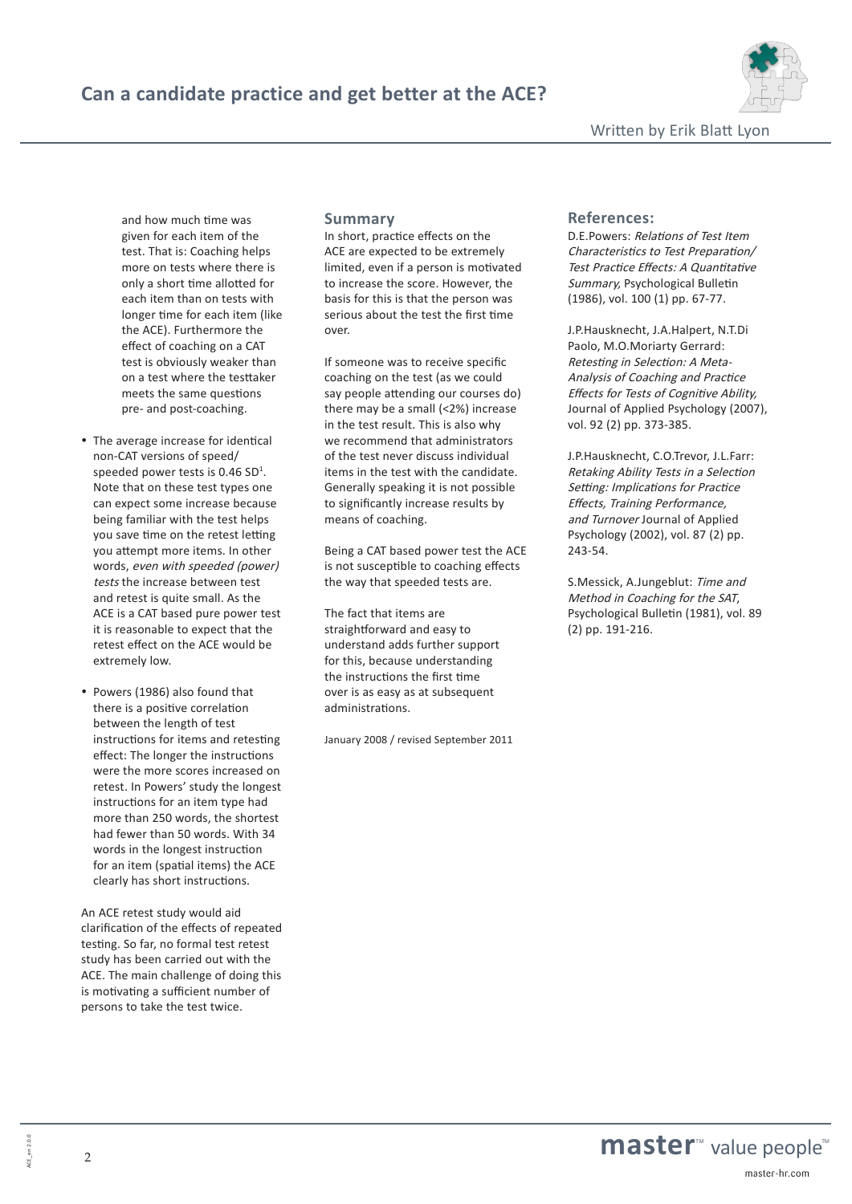and how much time was given for each item of the test. That is: Coaching helps more on tests where there is only a short time allotted for each item than on tests with longer time for each item (like the ACE). Furthermore the effect of coaching on a CAT test is obviously weaker than on a test where the testtaker meets the same questions pre- and post-coaching.

- The average increase for identical non-CAT versions of speed/speeded power tests is 0.46 SD[1]. Note that on these test types one can expect some increase because being familiar with the test helps you save time on the retest letting you attempt more items. In other words, *even with speeded (power) tests* the increase between test and retest is quite small. As the ACE is a CAT based pure power test it is reasonable to expect that the retest effect on the ACE would be extremely low.
- Powers (1986) also found that there is a positive correlation between the length of test instructions for items and retesting effect: The longer the instructions were the more scores increased on retest. In Powers' study the longest instructions for an item type had more than 250 words, the shortest had fewer than 50 words. With 34 words in the longest instruction for an item (spatial items) the ACE clearly has short instructions.

An ACE retest study would aid clarification of the effects of repeated testing. So far, no formal test retest study has been carried out with the ACE. The main challenge of doing this is motivating a sufficient number of persons to take the test twice.

## Summary

In short, practice effects on the ACE are expected to be extremely limited, even if a person is motivated to increase the score. However, the basis for this is that the person was serious about the test the first time over.

If someone was to receive specific coaching on the test (as we could say people attending our courses do) there may be a small (<2%) increase in the test result. This is also why we recommend that administrators of the test never discuss individual items in the test with the candidate. Generally speaking it is not possible to significantly increase results by means of coaching.

Being a CAT based power test the ACE is not susceptible to coaching effects the way that speeded tests are.

The fact that items are straightforward and easy to understand adds further support for this, because understanding the instructions the first time over is as easy as at subsequent administrations.

January 2008 / revised September 2011

## References:

D.E.Powers: *Relations of Test Item Characteristics to Test Preparation/ Test Practice Effects: A Quantitative Summary,* Psychological Bulletin (1986), vol. 100 (1) pp. 67-77.

J.P.Hausknecht, J.A.Halpert, N.T.Di Paolo, M.O.Moriarty Gerrard: *Retesting in Selection: A Meta-Analysis of Coaching and Practice Effects for Tests of Cognitive Ability,* Journal of Applied Psychology (2007), vol. 92 (2) pp. 373-385.

J.P.Hausknecht, C.O.Trevor, J.L.Farr: *Retaking Ability Tests in a Selection Setting: Implications for Practice Effects, Training Performance, and Turnover* Journal of Applied Psychology (2002), vol. 87 (2) pp. 243-54.

S.Messick, A.Jungeblut: *Time and Method in Coaching for the SAT*, Psychological Bulletin (1981), vol. 89 (2) pp. 191-216.